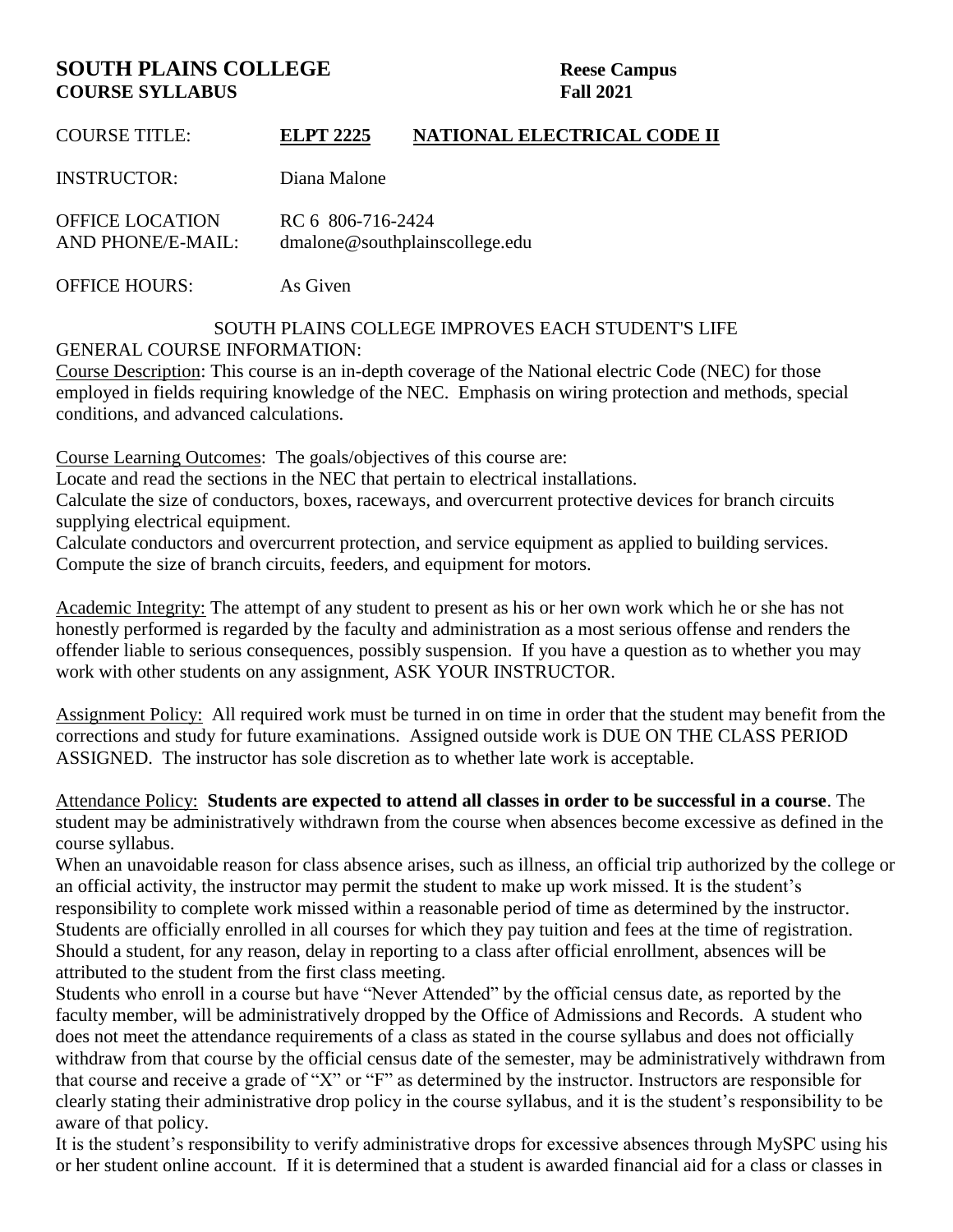# SOUTH PLAINS COLLEGE — Reese Campus
## COURSE SYLLABUS — Fall 2021

COURSE TITLE: **ELPT 2225** **NATIONAL ELECTRICAL CODE II**

INSTRUCTOR: Diana Malone

OFFICE LOCATION AND PHONE/E-MAIL: RC 6 806-716-2424 dmalone@southplainscollege.edu

OFFICE HOURS: As Given

SOUTH PLAINS COLLEGE IMPROVES EACH STUDENT'S LIFE

GENERAL COURSE INFORMATION:

Course Description: This course is an in-depth coverage of the National electric Code (NEC) for those employed in fields requiring knowledge of the NEC. Emphasis on wiring protection and methods, special conditions, and advanced calculations.

Course Learning Outcomes: The goals/objectives of this course are:

Locate and read the sections in the NEC that pertain to electrical installations.

Calculate the size of conductors, boxes, raceways, and overcurrent protective devices for branch circuits supplying electrical equipment.

Calculate conductors and overcurrent protection, and service equipment as applied to building services.

Compute the size of branch circuits, feeders, and equipment for motors.

Academic Integrity: The attempt of any student to present as his or her own work which he or she has not honestly performed is regarded by the faculty and administration as a most serious offense and renders the offender liable to serious consequences, possibly suspension. If you have a question as to whether you may work with other students on any assignment, ASK YOUR INSTRUCTOR.

Assignment Policy: All required work must be turned in on time in order that the student may benefit from the corrections and study for future examinations. Assigned outside work is DUE ON THE CLASS PERIOD ASSIGNED. The instructor has sole discretion as to whether late work is acceptable.

Attendance Policy: **Students are expected to attend all classes in order to be successful in a course**. The student may be administratively withdrawn from the course when absences become excessive as defined in the course syllabus.

When an unavoidable reason for class absence arises, such as illness, an official trip authorized by the college or an official activity, the instructor may permit the student to make up work missed. It is the student's responsibility to complete work missed within a reasonable period of time as determined by the instructor. Students are officially enrolled in all courses for which they pay tuition and fees at the time of registration. Should a student, for any reason, delay in reporting to a class after official enrollment, absences will be attributed to the student from the first class meeting.

Students who enroll in a course but have "Never Attended" by the official census date, as reported by the faculty member, will be administratively dropped by the Office of Admissions and Records. A student who does not meet the attendance requirements of a class as stated in the course syllabus and does not officially withdraw from that course by the official census date of the semester, may be administratively withdrawn from that course and receive a grade of "X" or "F" as determined by the instructor. Instructors are responsible for clearly stating their administrative drop policy in the course syllabus, and it is the student's responsibility to be aware of that policy.

It is the student's responsibility to verify administrative drops for excessive absences through MySPC using his or her student online account. If it is determined that a student is awarded financial aid for a class or classes in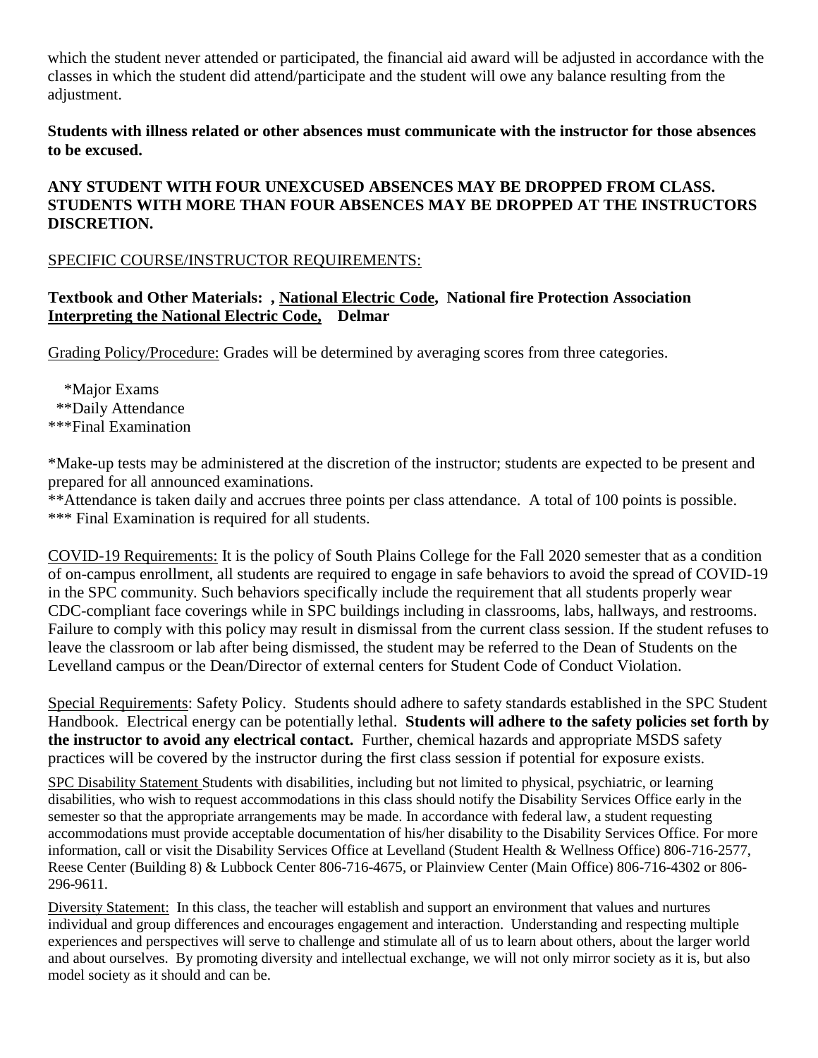which the student never attended or participated, the financial aid award will be adjusted in accordance with the classes in which the student did attend/participate and the student will owe any balance resulting from the adjustment.

**Students with illness related or other absences must communicate with the instructor for those absences to be excused.**

**ANY STUDENT WITH FOUR UNEXCUSED ABSENCES MAY BE DROPPED FROM CLASS. STUDENTS WITH MORE THAN FOUR ABSENCES MAY BE DROPPED AT THE INSTRUCTORS DISCRETION.**

SPECIFIC COURSE/INSTRUCTOR REQUIREMENTS:

**Textbook and Other Materials: , National Electric Code, National fire Protection Association Interpreting the National Electric Code, Delmar**

Grading Policy/Procedure: Grades will be determined by averaging scores from three categories.

*Major Exams
**Daily Attendance
***Final Examination

*Make-up tests may be administered at the discretion of the instructor; students are expected to be present and prepared for all announced examinations.
**Attendance is taken daily and accrues three points per class attendance. A total of 100 points is possible.
*** Final Examination is required for all students.

COVID-19 Requirements: It is the policy of South Plains College for the Fall 2020 semester that as a condition of on-campus enrollment, all students are required to engage in safe behaviors to avoid the spread of COVID-19 in the SPC community. Such behaviors specifically include the requirement that all students properly wear CDC-compliant face coverings while in SPC buildings including in classrooms, labs, hallways, and restrooms. Failure to comply with this policy may result in dismissal from the current class session. If the student refuses to leave the classroom or lab after being dismissed, the student may be referred to the Dean of Students on the Levelland campus or the Dean/Director of external centers for Student Code of Conduct Violation.

Special Requirements: Safety Policy. Students should adhere to safety standards established in the SPC Student Handbook. Electrical energy can be potentially lethal. **Students will adhere to the safety policies set forth by the instructor to avoid any electrical contact.** Further, chemical hazards and appropriate MSDS safety practices will be covered by the instructor during the first class session if potential for exposure exists.

SPC Disability Statement Students with disabilities, including but not limited to physical, psychiatric, or learning disabilities, who wish to request accommodations in this class should notify the Disability Services Office early in the semester so that the appropriate arrangements may be made. In accordance with federal law, a student requesting accommodations must provide acceptable documentation of his/her disability to the Disability Services Office. For more information, call or visit the Disability Services Office at Levelland (Student Health & Wellness Office) 806-716-2577, Reese Center (Building 8) & Lubbock Center 806-716-4675, or Plainview Center (Main Office) 806-716-4302 or 806-296-9611.

Diversity Statement: In this class, the teacher will establish and support an environment that values and nurtures individual and group differences and encourages engagement and interaction. Understanding and respecting multiple experiences and perspectives will serve to challenge and stimulate all of us to learn about others, about the larger world and about ourselves. By promoting diversity and intellectual exchange, we will not only mirror society as it is, but also model society as it should and can be.